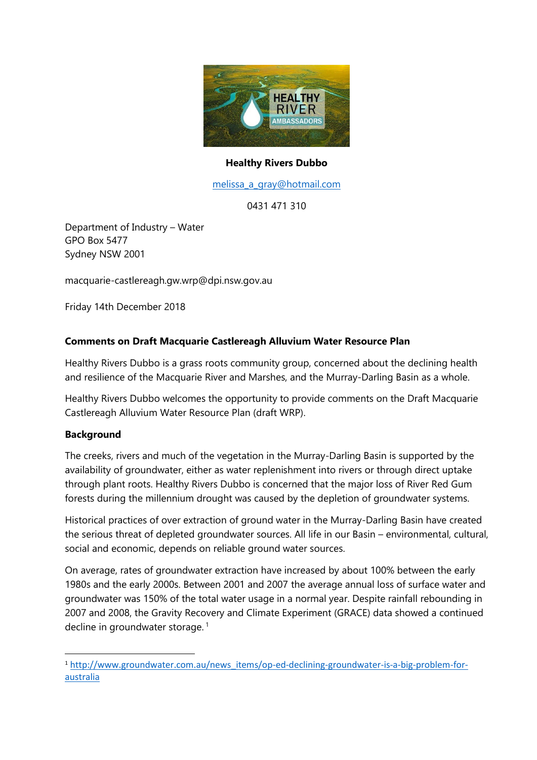**Healthy Rivers Dubbo**

melissa_a_gray@hotmail.com

0431 471 310

Department of Industry – Water
GPO Box 5477
Sydney NSW 2001

macquarie-castlereagh.gw.wrp@dpi.nsw.gov.au

Friday 14th December 2018

**Comments on Draft Macquarie Castlereagh Alluvium Water Resource Plan**

Healthy Rivers Dubbo is a grass roots community group, concerned about the declining health and resilience of the Macquarie River and Marshes, and the Murray-Darling Basin as a whole.

Healthy Rivers Dubbo welcomes the opportunity to provide comments on the Draft Macquarie Castlereagh Alluvium Water Resource Plan (draft WRP).

**Background**

The creeks, rivers and much of the vegetation in the Murray-Darling Basin is supported by the availability of groundwater, either as water replenishment into rivers or through direct uptake through plant roots. Healthy Rivers Dubbo is concerned that the major loss of River Red Gum forests during the millennium drought was caused by the depletion of groundwater systems.

Historical practices of over extraction of ground water in the Murray-Darling Basin have created the serious threat of depleted groundwater sources. All life in our Basin – environmental, cultural, social and economic, depends on reliable ground water sources.

On average, rates of groundwater extraction have increased by about 100% between the early 1980s and the early 2000s. Between 2001 and 2007 the average annual loss of surface water and groundwater was 150% of the total water usage in a normal year. Despite rainfall rebounding in 2007 and 2008, the Gravity Recovery and Climate Experiment (GRACE) data showed a continued decline in groundwater storage. [1]

[1] http://www.groundwater.com.au/news_items/op-ed-declining-groundwater-is-a-big-problem-for-australia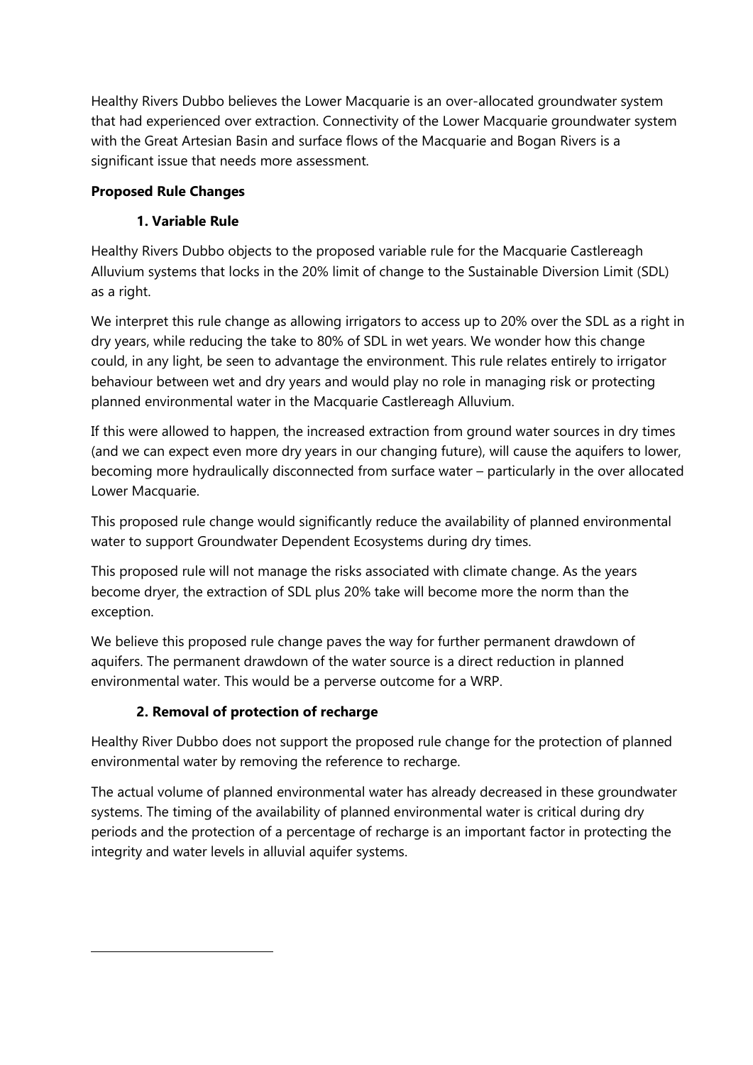Healthy Rivers Dubbo believes the Lower Macquarie is an over-allocated groundwater system that had experienced over extraction. Connectivity of the Lower Macquarie groundwater system with the Great Artesian Basin and surface flows of the Macquarie and Bogan Rivers is a significant issue that needs more assessment.

**Proposed Rule Changes**

**1. Variable Rule**

Healthy Rivers Dubbo objects to the proposed variable rule for the Macquarie Castlereagh Alluvium systems that locks in the 20% limit of change to the Sustainable Diversion Limit (SDL) as a right.

We interpret this rule change as allowing irrigators to access up to 20% over the SDL as a right in dry years, while reducing the take to 80% of SDL in wet years. We wonder how this change could, in any light, be seen to advantage the environment. This rule relates entirely to irrigator behaviour between wet and dry years and would play no role in managing risk or protecting planned environmental water in the Macquarie Castlereagh Alluvium.

If this were allowed to happen, the increased extraction from ground water sources in dry times (and we can expect even more dry years in our changing future), will cause the aquifers to lower, becoming more hydraulically disconnected from surface water – particularly in the over allocated Lower Macquarie.

This proposed rule change would significantly reduce the availability of planned environmental water to support Groundwater Dependent Ecosystems during dry times.

This proposed rule will not manage the risks associated with climate change. As the years become dryer, the extraction of SDL plus 20% take will become more the norm than the exception.

We believe this proposed rule change paves the way for further permanent drawdown of aquifers. The permanent drawdown of the water source is a direct reduction in planned environmental water. This would be a perverse outcome for a WRP.

**2. Removal of protection of recharge**

Healthy River Dubbo does not support the proposed rule change for the protection of planned environmental water by removing the reference to recharge.

The actual volume of planned environmental water has already decreased in these groundwater systems. The timing of the availability of planned environmental water is critical during dry periods and the protection of a percentage of recharge is an important factor in protecting the integrity and water levels in alluvial aquifer systems.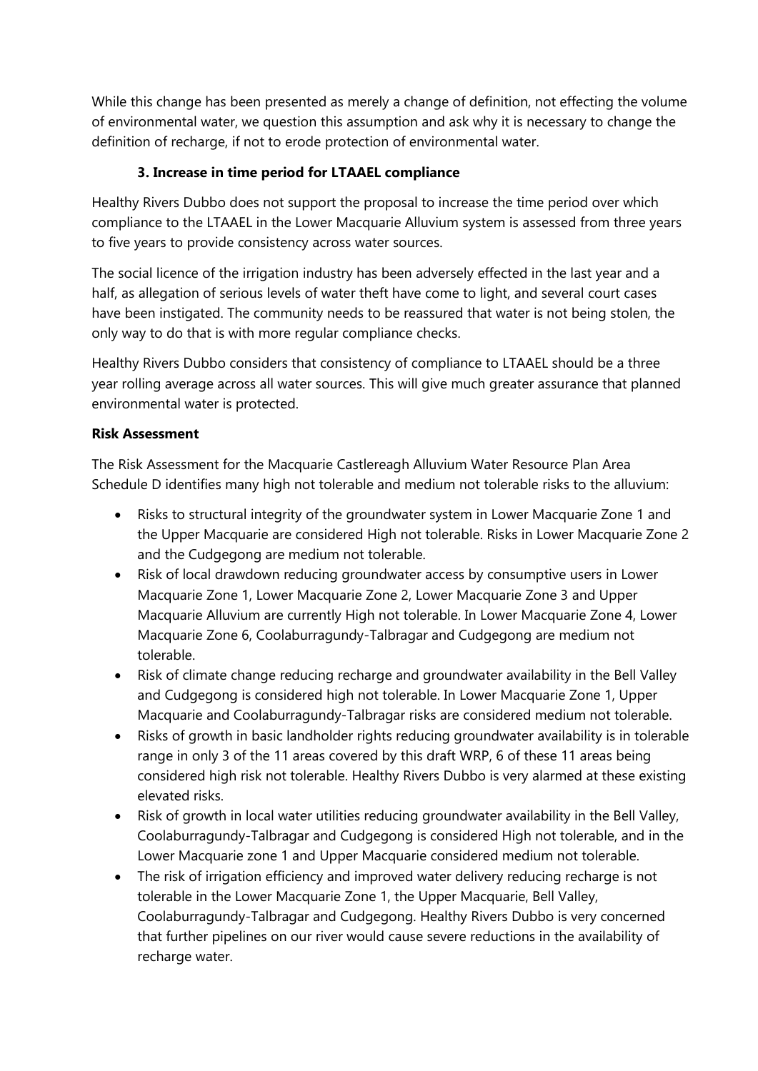While this change has been presented as merely a change of definition, not effecting the volume of environmental water, we question this assumption and ask why it is necessary to change the definition of recharge, if not to erode protection of environmental water.

### 3. Increase in time period for LTAAEL compliance

Healthy Rivers Dubbo does not support the proposal to increase the time period over which compliance to the LTAAEL in the Lower Macquarie Alluvium system is assessed from three years to five years to provide consistency across water sources.

The social licence of the irrigation industry has been adversely effected in the last year and a half, as allegation of serious levels of water theft have come to light, and several court cases have been instigated. The community needs to be reassured that water is not being stolen, the only way to do that is with more regular compliance checks.

Healthy Rivers Dubbo considers that consistency of compliance to LTAAEL should be a three year rolling average across all water sources. This will give much greater assurance that planned environmental water is protected.

**Risk Assessment**

The Risk Assessment for the Macquarie Castlereagh Alluvium Water Resource Plan Area Schedule D identifies many high not tolerable and medium not tolerable risks to the alluvium:

- Risks to structural integrity of the groundwater system in Lower Macquarie Zone 1 and the Upper Macquarie are considered High not tolerable. Risks in Lower Macquarie Zone 2 and the Cudgegong are medium not tolerable.
- Risk of local drawdown reducing groundwater access by consumptive users in Lower Macquarie Zone 1, Lower Macquarie Zone 2, Lower Macquarie Zone 3 and Upper Macquarie Alluvium are currently High not tolerable. In Lower Macquarie Zone 4, Lower Macquarie Zone 6, Coolaburragundy-Talbragar and Cudgegong are medium not tolerable.
- Risk of climate change reducing recharge and groundwater availability in the Bell Valley and Cudgegong is considered high not tolerable. In Lower Macquarie Zone 1, Upper Macquarie and Coolaburragundy-Talbragar risks are considered medium not tolerable.
- Risks of growth in basic landholder rights reducing groundwater availability is in tolerable range in only 3 of the 11 areas covered by this draft WRP, 6 of these 11 areas being considered high risk not tolerable. Healthy Rivers Dubbo is very alarmed at these existing elevated risks.
- Risk of growth in local water utilities reducing groundwater availability in the Bell Valley, Coolaburragundy-Talbragar and Cudgegong is considered High not tolerable, and in the Lower Macquarie zone 1 and Upper Macquarie considered medium not tolerable.
- The risk of irrigation efficiency and improved water delivery reducing recharge is not tolerable in the Lower Macquarie Zone 1, the Upper Macquarie, Bell Valley, Coolaburragundy-Talbragar and Cudgegong. Healthy Rivers Dubbo is very concerned that further pipelines on our river would cause severe reductions in the availability of recharge water.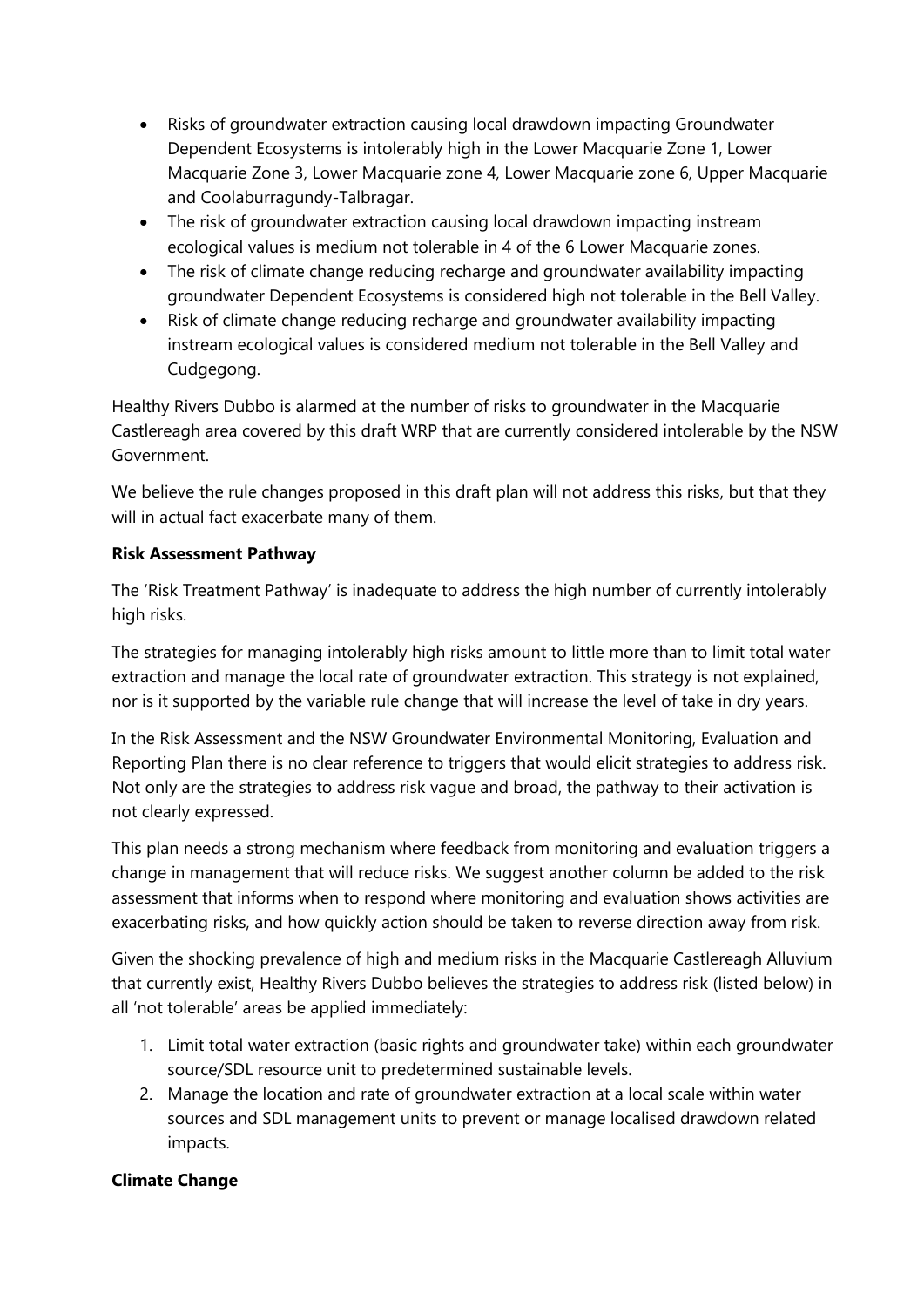- Risks of groundwater extraction causing local drawdown impacting Groundwater Dependent Ecosystems is intolerably high in the Lower Macquarie Zone 1, Lower Macquarie Zone 3, Lower Macquarie zone 4, Lower Macquarie zone 6, Upper Macquarie and Coolaburragundy-Talbragar.
- The risk of groundwater extraction causing local drawdown impacting instream ecological values is medium not tolerable in 4 of the 6 Lower Macquarie zones.
- The risk of climate change reducing recharge and groundwater availability impacting groundwater Dependent Ecosystems is considered high not tolerable in the Bell Valley.
- Risk of climate change reducing recharge and groundwater availability impacting instream ecological values is considered medium not tolerable in the Bell Valley and Cudgegong.

Healthy Rivers Dubbo is alarmed at the number of risks to groundwater in the Macquarie Castlereagh area covered by this draft WRP that are currently considered intolerable by the NSW Government.

We believe the rule changes proposed in this draft plan will not address this risks, but that they will in actual fact exacerbate many of them.

**Risk Assessment Pathway**

The 'Risk Treatment Pathway' is inadequate to address the high number of currently intolerably high risks.

The strategies for managing intolerably high risks amount to little more than to limit total water extraction and manage the local rate of groundwater extraction. This strategy is not explained, nor is it supported by the variable rule change that will increase the level of take in dry years.

In the Risk Assessment and the NSW Groundwater Environmental Monitoring, Evaluation and Reporting Plan there is no clear reference to triggers that would elicit strategies to address risk. Not only are the strategies to address risk vague and broad, the pathway to their activation is not clearly expressed.

This plan needs a strong mechanism where feedback from monitoring and evaluation triggers a change in management that will reduce risks. We suggest another column be added to the risk assessment that informs when to respond where monitoring and evaluation shows activities are exacerbating risks, and how quickly action should be taken to reverse direction away from risk.

Given the shocking prevalence of high and medium risks in the Macquarie Castlereagh Alluvium that currently exist, Healthy Rivers Dubbo believes the strategies to address risk (listed below) in all 'not tolerable' areas be applied immediately:

1. Limit total water extraction (basic rights and groundwater take) within each groundwater source/SDL resource unit to predetermined sustainable levels.
2. Manage the location and rate of groundwater extraction at a local scale within water sources and SDL management units to prevent or manage localised drawdown related impacts.

**Climate Change**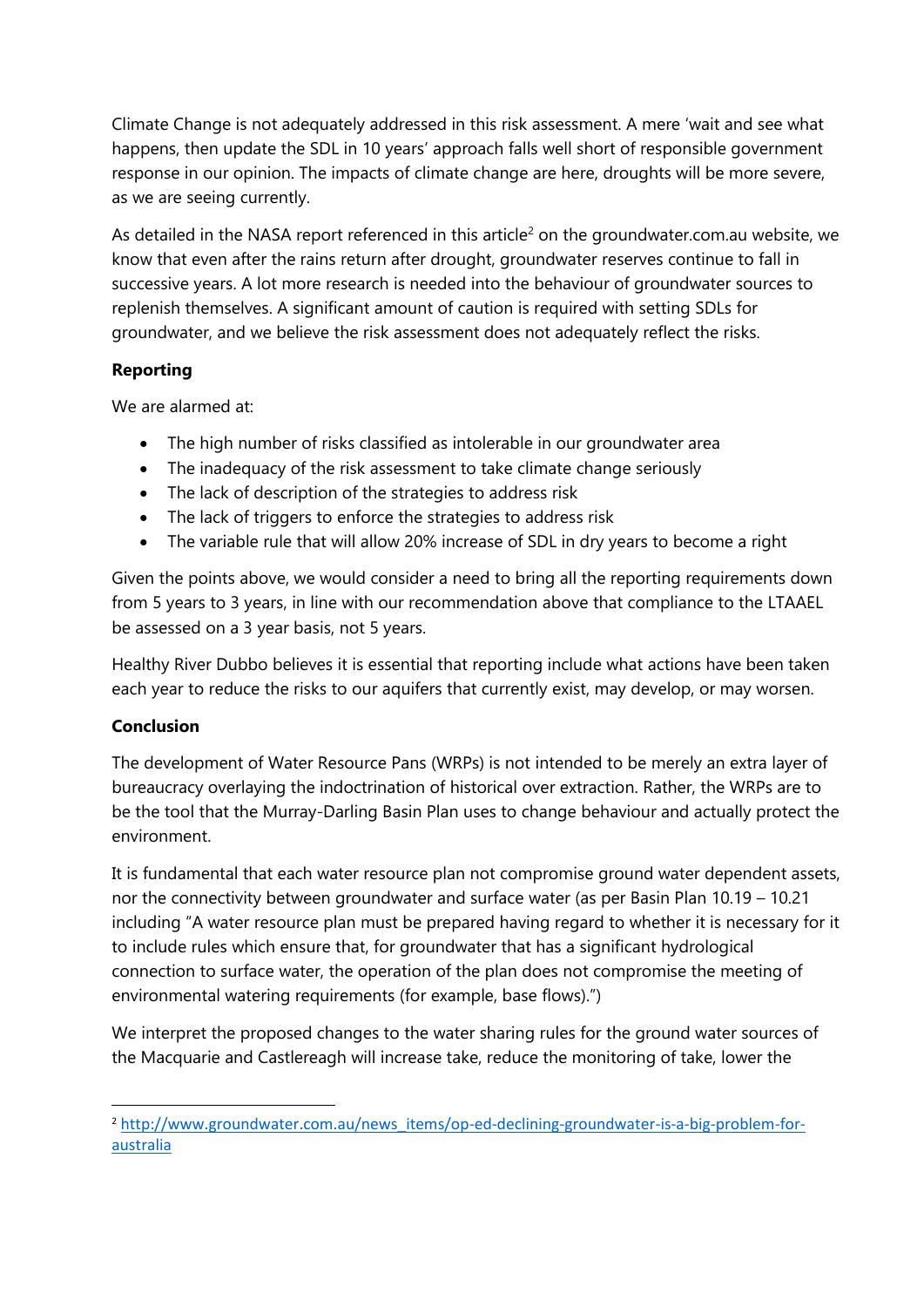Climate Change is not adequately addressed in this risk assessment. A mere 'wait and see what happens, then update the SDL in 10 years' approach falls well short of responsible government response in our opinion. The impacts of climate change are here, droughts will be more severe, as we are seeing currently.

As detailed in the NASA report referenced in this article[2] on the groundwater.com.au website, we know that even after the rains return after drought, groundwater reserves continue to fall in successive years. A lot more research is needed into the behaviour of groundwater sources to replenish themselves. A significant amount of caution is required with setting SDLs for groundwater, and we believe the risk assessment does not adequately reflect the risks.

**Reporting**

We are alarmed at:

- The high number of risks classified as intolerable in our groundwater area
- The inadequacy of the risk assessment to take climate change seriously
- The lack of description of the strategies to address risk
- The lack of triggers to enforce the strategies to address risk
- The variable rule that will allow 20% increase of SDL in dry years to become a right

Given the points above, we would consider a need to bring all the reporting requirements down from 5 years to 3 years, in line with our recommendation above that compliance to the LTAAEL be assessed on a 3 year basis, not 5 years.

Healthy River Dubbo believes it is essential that reporting include what actions have been taken each year to reduce the risks to our aquifers that currently exist, may develop, or may worsen.

**Conclusion**

The development of Water Resource Pans (WRPs) is not intended to be merely an extra layer of bureaucracy overlaying the indoctrination of historical over extraction. Rather, the WRPs are to be the tool that the Murray-Darling Basin Plan uses to change behaviour and actually protect the environment.

It is fundamental that each water resource plan not compromise ground water dependent assets, nor the connectivity between groundwater and surface water (as per Basin Plan 10.19 – 10.21 including "A water resource plan must be prepared having regard to whether it is necessary for it to include rules which ensure that, for groundwater that has a significant hydrological connection to surface water, the operation of the plan does not compromise the meeting of environmental watering requirements (for example, base flows).")

We interpret the proposed changes to the water sharing rules for the ground water sources of the Macquarie and Castlereagh will increase take, reduce the monitoring of take, lower the

[2] http://www.groundwater.com.au/news_items/op-ed-declining-groundwater-is-a-big-problem-for-australia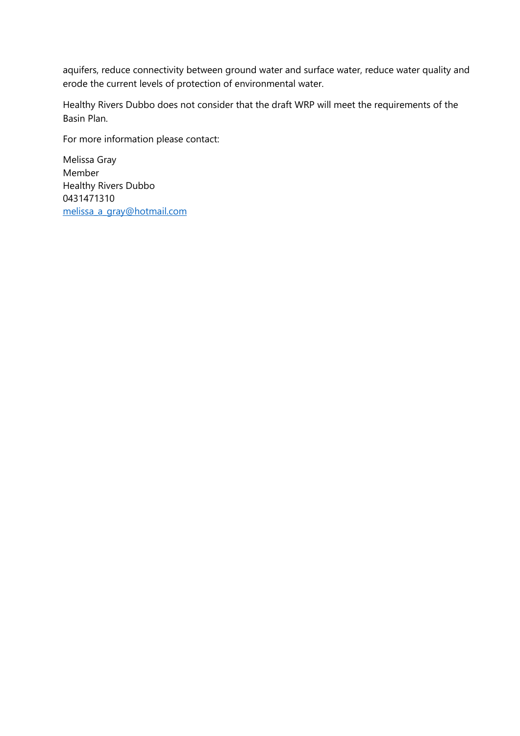aquifers, reduce connectivity between ground water and surface water, reduce water quality and erode the current levels of protection of environmental water.

Healthy Rivers Dubbo does not consider that the draft WRP will meet the requirements of the Basin Plan.

For more information please contact:

Melissa Gray
Member
Healthy Rivers Dubbo
0431471310
melissa_a_gray@hotmail.com